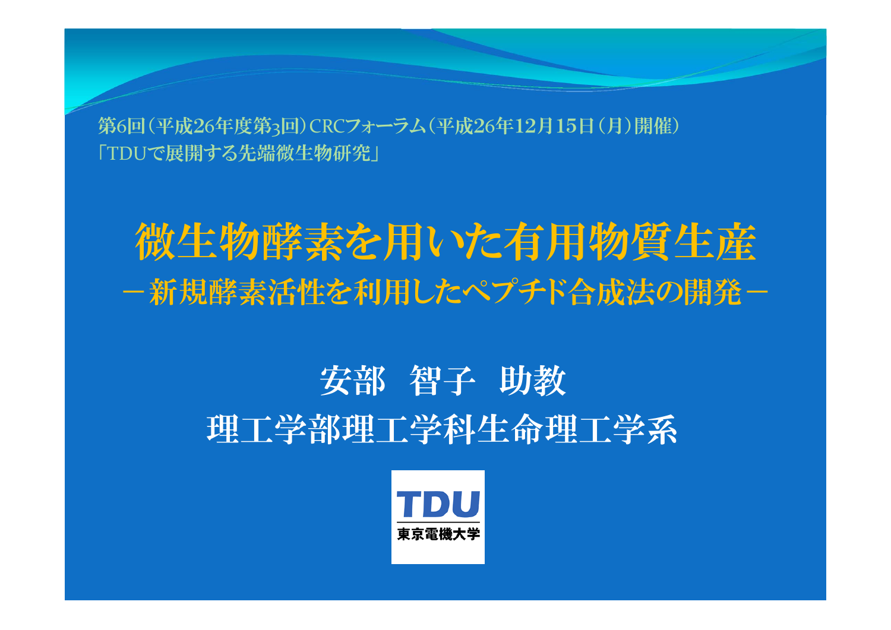第6回（平成26年度第3回）CRCフォーラム（平成26年12月15日（月）開催）
「TDUで展開する先端微生物研究」

# 微生物酵素を用いた有用物質生産

## －新規酵素活性を利用したペプチド合成法の開発－

**安部　智子　助教**

**理工学部理工学科生命理工学系**

TDU
東京電機大学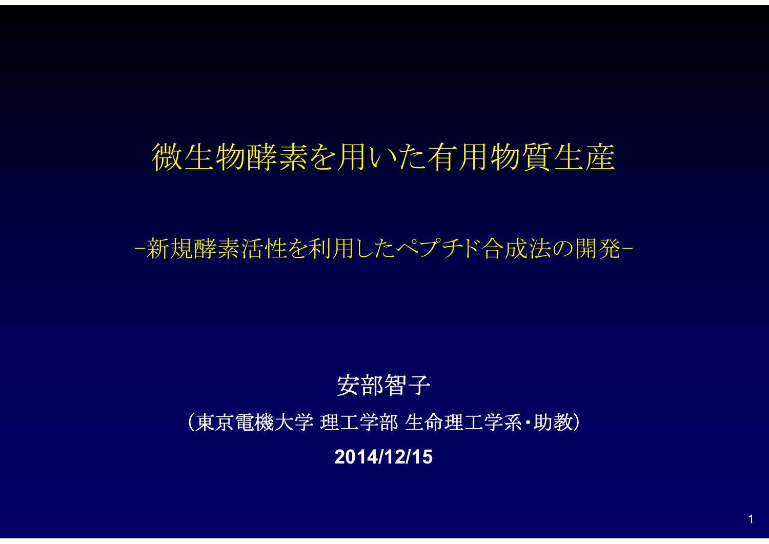# 微生物酵素を用いた有用物質生産

## -新規酵素活性を利用したペプチド合成法の開発-

安部智子

（東京電機大学 理工学部 生命理工学系・助教）

**2014/12/15**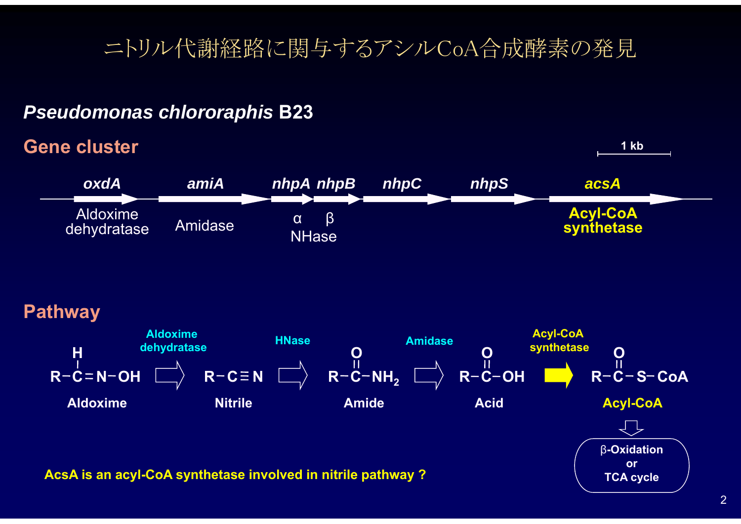# ニトリル代謝経路に関与するアシルCoA合成酵素の発見

***Pseudomonas chlororaphis* B23**

## Gene cluster

1 kb

| *oxdA* | *amiA* | *nhpA* | *nhpB* | *nhpC* | *nhpS* | *acsA* |
|---|---|---|---|---|---|---|
| Aldoxime dehydratase | Amidase | α | β | | | Acyl-CoA synthetase |
| | | NHase | | | | |

## Pathway

Aldoxime (R−CH=N−OH) → [Aldoxime dehydratase] → Nitrile (R−C≡N) → [HNase] → Amide (R−C(=O)−$NH_2$) → [Amidase] → Acid (R−C(=O)−OH) → [Acyl-CoA synthetase] → Acyl-CoA (R−C(=O)−S−CoA) → β-Oxidation or TCA cycle

**AcsA is an acyl-CoA synthetase involved in nitrile pathway ?**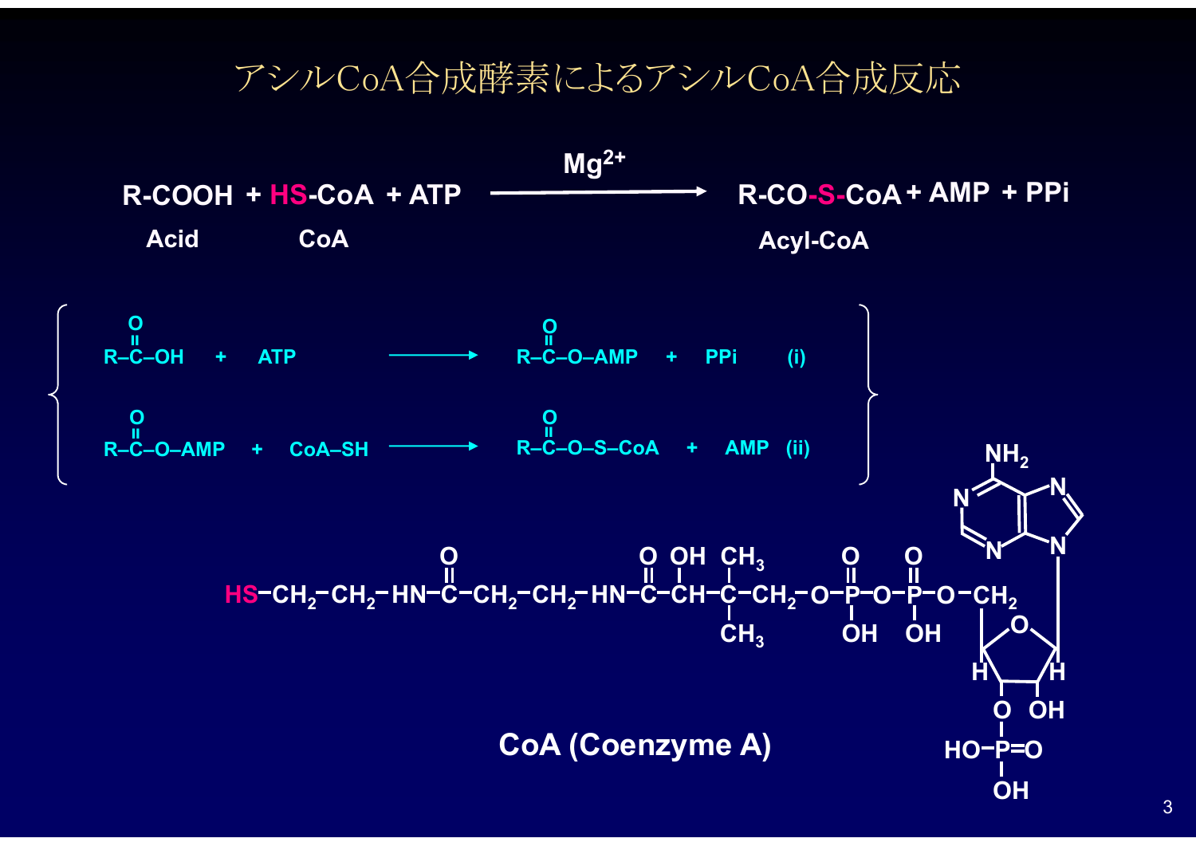# アシルCoA合成酵素によるアシルCoA合成反応

$$\text{R-COOH} + \text{HS-CoA} + \text{ATP} \xrightarrow{Mg^{2+}} \text{R-CO-S-CoA} + \text{AMP} + \text{PPi}$$

Acid　　CoA　　　　　　　　　　Acyl-CoA

$$\text{R-C(=O)-OH} + \text{ATP} \longrightarrow \text{R-C(=O)-O-AMP} + \text{PPi} \quad \text{(i)}$$

$$\text{R-C(=O)-O-AMP} + \text{CoA-SH} \longrightarrow \text{R-C(=O)-O-S-CoA} + \text{AMP} \quad \text{(ii)}$$

HS−CH$_2$−CH$_2$−HN−C(=O)−CH$_2$−CH$_2$−HN−C(=O)−CH(OH)−C(CH$_3$)$_2$−CH$_2$−O−P(=O)(OH)−O−P(=O)(OH)−O−CH$_2$−(ribose, 3'-O−PO(OH)$_2$, 2'-OH)−adenine (NH$_2$)

CoA (Coenzyme A)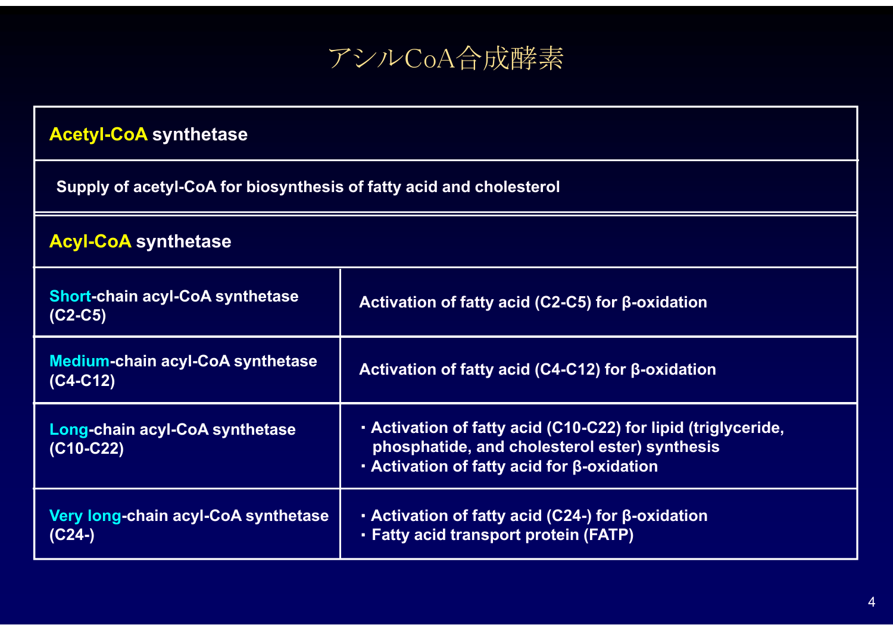# アシルCoA合成酵素

| **Acetyl-CoA synthetase** | |
|---|---|
| Supply of acetyl-CoA for biosynthesis of fatty acid and cholesterol | |
| **Acyl-CoA synthetase** | |
| **Short-chain acyl-CoA synthetase (C2-C5)** | Activation of fatty acid (C2-C5) for β-oxidation |
| **Medium-chain acyl-CoA synthetase (C4-C12)** | Activation of fatty acid (C4-C12) for β-oxidation |
| **Long-chain acyl-CoA synthetase (C10-C22)** | ・Activation of fatty acid (C10-C22) for lipid (triglyceride, phosphatide, and cholesterol ester) synthesis<br>・Activation of fatty acid for β-oxidation |
| **Very long-chain acyl-CoA synthetase (C24-)** | ・Activation of fatty acid (C24-) for β-oxidation<br>・Fatty acid transport protein (FATP) |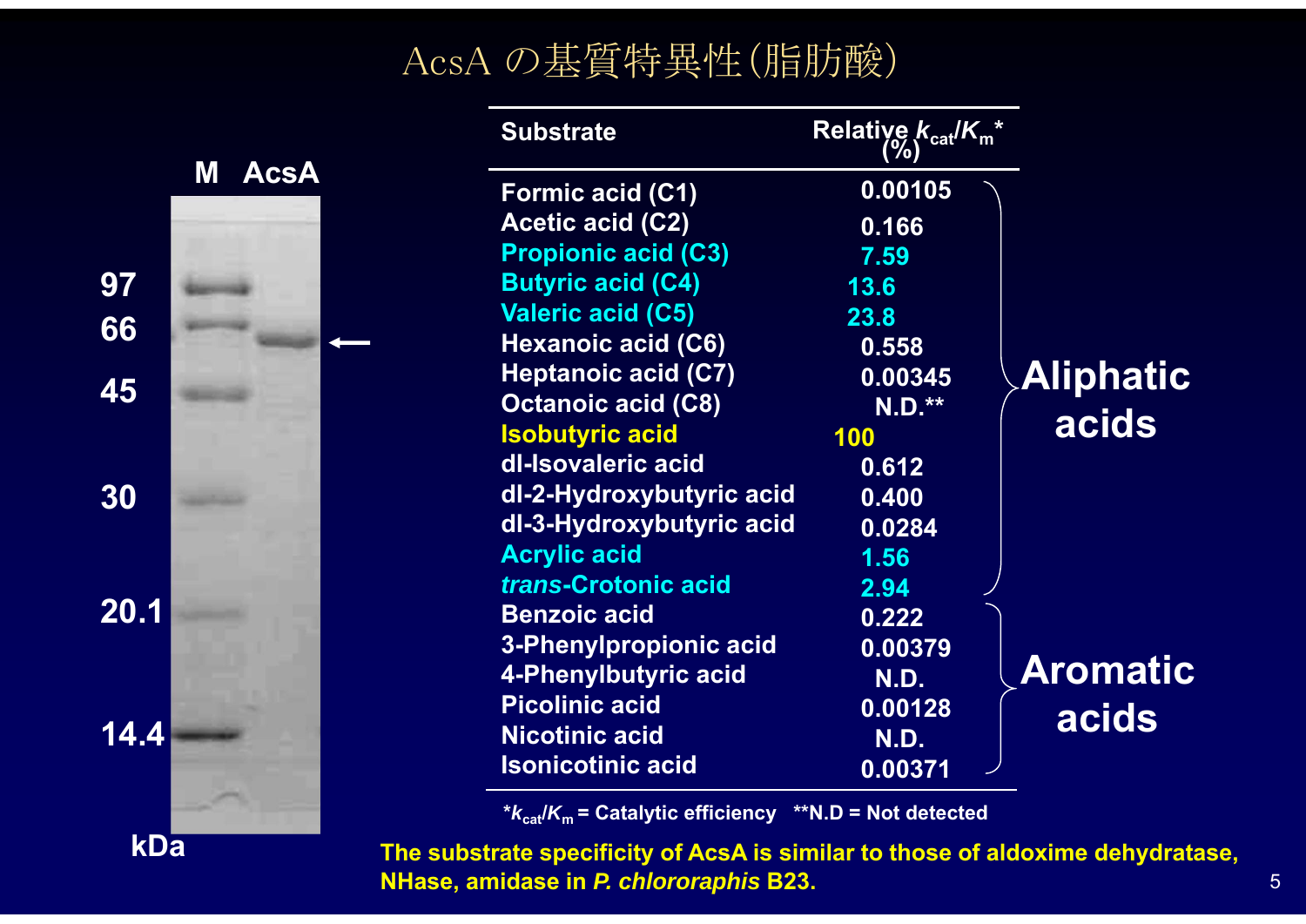# AcsA の基質特異性(脂肪酸)

M AcsA

97
66
45
30
20.1
14.4

kDa

| Substrate | Relative $k_{cat}/K_m$* (%) | |
|---|---|---|
| Formic acid (C1) | 0.00105 | Aliphatic acids |
| Acetic acid (C2) | 0.166 | |
| Propionic acid (C3) | 7.59 | |
| Butyric acid (C4) | 13.6 | |
| Valeric acid (C5) | 23.8 | |
| Hexanoic acid (C6) | 0.558 | |
| Heptanoic acid (C7) | 0.00345 | |
| Octanoic acid (C8) | N.D.** | |
| Isobutyric acid | 100 | |
| dl-Isovaleric acid | 0.612 | |
| dl-2-Hydroxybutyric acid | 0.400 | |
| dl-3-Hydroxybutyric acid | 0.0284 | |
| Acrylic acid | 1.56 | |
| *trans*-Crotonic acid | 2.94 | |
| Benzoic acid | 0.222 | Aromatic acids |
| 3-Phenylpropionic acid | 0.00379 | |
| 4-Phenylbutyric acid | N.D. | |
| Picolinic acid | 0.00128 | |
| Nicotinic acid | N.D. | |
| Isonicotinic acid | 0.00371 | |

*$k_{cat}/K_m$ = Catalytic efficiency **N.D = Not detected

**The substrate specificity of AcsA is similar to those of aldoxime dehydratase, NHase, amidase in *P. chlororaphis* B23.**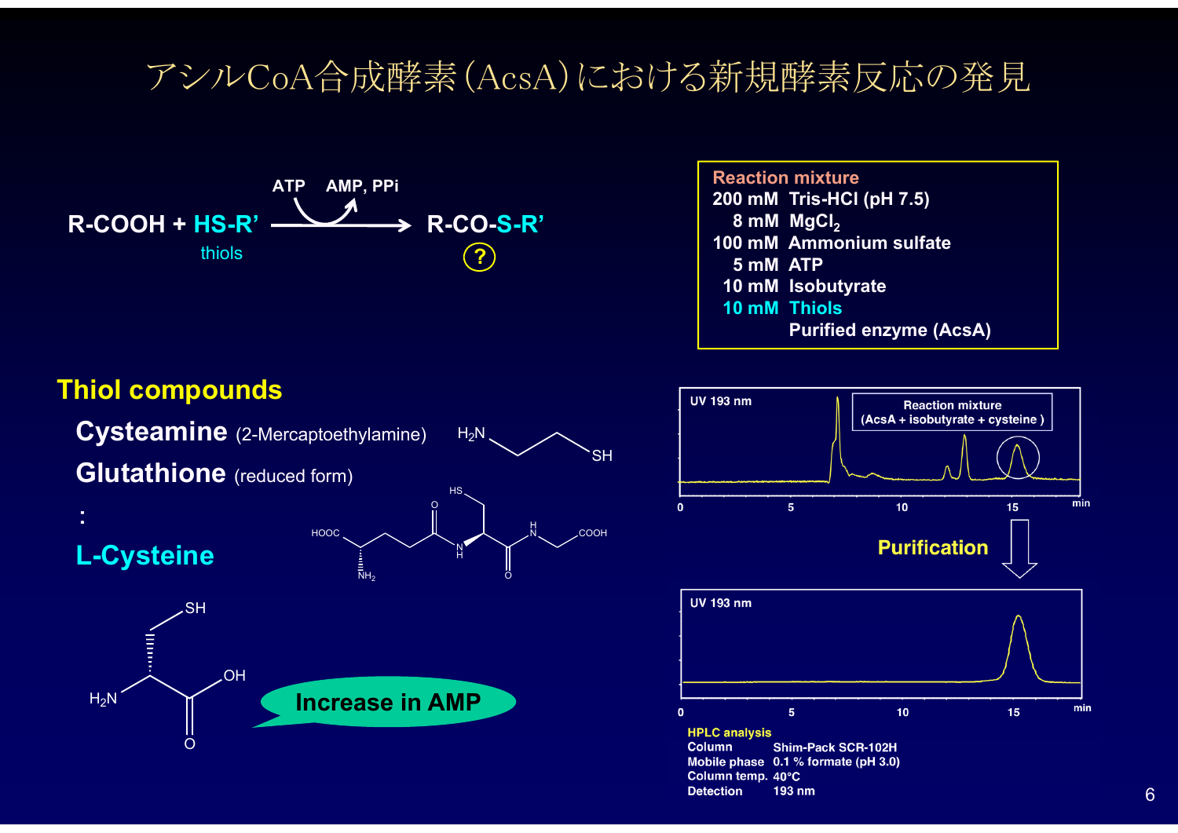# アシルCoA合成酵素(AcsA)における新規酵素反応の発見

$$R\text{-}COOH + HS\text{-}R' \xrightarrow{ATP \;\rightarrow\; AMP,\, PPi} R\text{-}CO\text{-}S\text{-}R'$$

thiols

?

**Reaction mixture**

| | |
|---|---|
| 200 mM | Tris-HCl (pH 7.5) |
| 8 mM | $MgCl_2$ |
| 100 mM | Ammonium sulfate |
| 5 mM | ATP |
| 10 mM | Isobutyrate |
| 10 mM | Thiols |
| | Purified enzyme (AcsA) |

## Thiol compounds

**Cysteamine** (2-Mercaptoethylamine)

**Glutathione** (reduced form)

:

**L-Cysteine**

**Increase in AMP**

UV 193 nm — Reaction mixture (AcsA + isobutyrate + cysteine)

**Purification**

UV 193 nm

**HPLC analysis**

| | |
|---|---|
| Column | Shim-Pack SCR-102H |
| Mobile phase | 0.1 % formate (pH 3.0) |
| Column temp. | 40°C |
| Detection | 193 nm |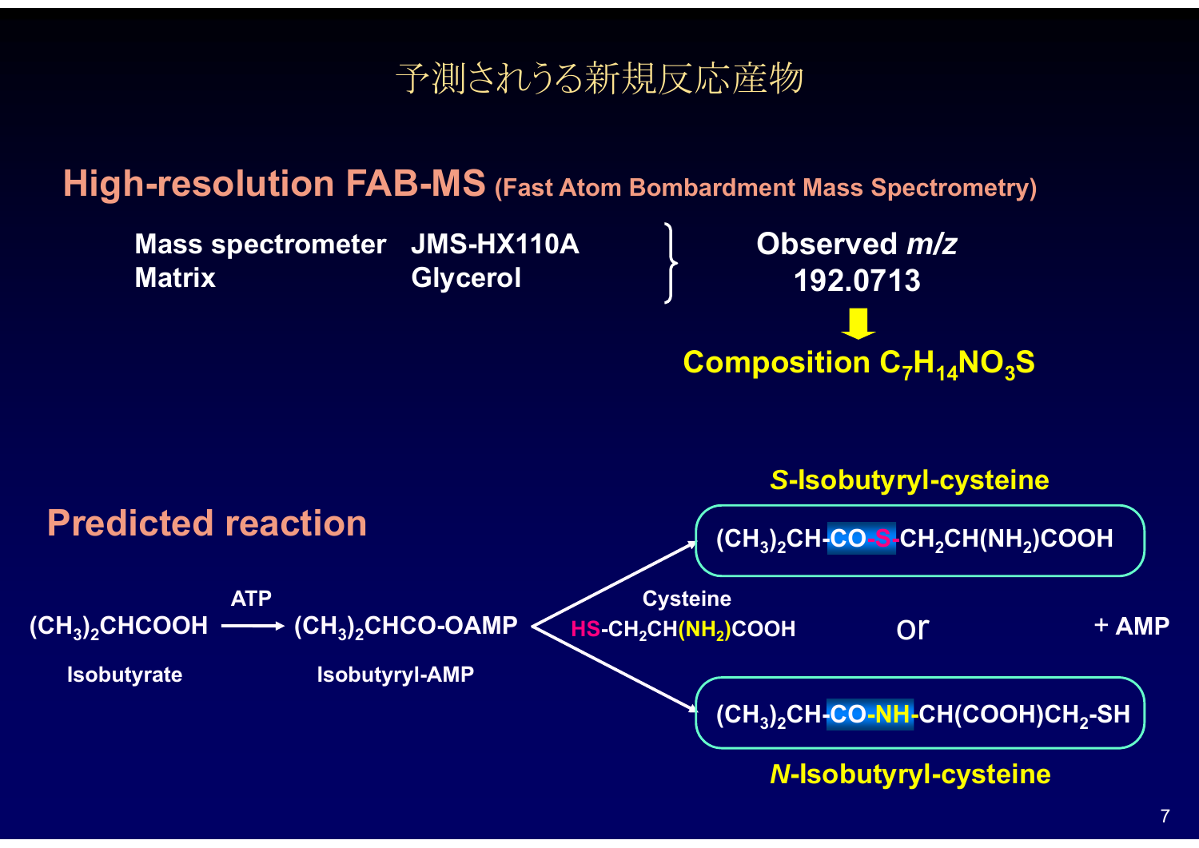# 予測されうる新規反応産物

## High-resolution FAB-MS (Fast Atom Bombardment Mass Spectrometry)

| | |
|---|---|
| Mass spectrometer | JMS-HX110A |
| Matrix | Glycerol |

**Observed *m/z***
**192.0713**

⬇

**Composition $C_7H_{14}NO_3S$**

## Predicted reaction

$(CH_3)_2CHCOOH$ —ATP→ $(CH_3)_2CHCO\text{-}OAMP$

Isobutyrate → Isobutyryl-AMP

Cysteine
$HS\text{-}CH_2CH(NH_2)COOH$

***S*-Isobutyryl-cysteine**
$(CH_3)_2CH\text{-}CO\text{-}S\text{-}CH_2CH(NH_2)COOH$

or

***N*-Isobutyryl-cysteine**
$(CH_3)_2CH\text{-}CO\text{-}NH\text{-}CH(COOH)CH_2\text{-}SH$

+ AMP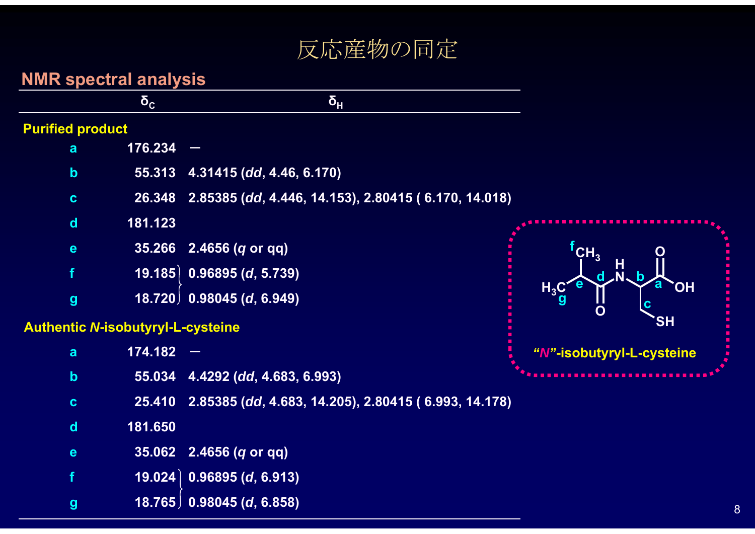# 反応産物の同定

## NMR spectral analysis

| | $\delta_C$ | $\delta_H$ |
|---|---|---|
| **Purified product** | | |
| a | 176.234 | — |
| b | 55.313 | 4.31415 (*dd*, 4.46, 6.170) |
| c | 26.348 | 2.85385 (*dd*, 4.446, 14.153), 2.80415 ( 6.170, 14.018) |
| d | 181.123 | |
| e | 35.266 | 2.4656 (*q* or qq) |
| f | 19.185 | 0.96895 (*d*, 5.739) |
| g | 18.720 | 0.98045 (*d*, 6.949) |
| **Authentic *N*-isobutyryl-L-cysteine** | | |
| a | 174.182 | — |
| b | 55.034 | 4.4292 (*dd*, 4.683, 6.993) |
| c | 25.410 | 2.85385 (*dd*, 4.683, 14.205), 2.80415 ( 6.993, 14.178) |
| d | 181.650 | |
| e | 35.062 | 2.4656 (*q* or qq) |
| f | 19.024 | 0.96895 (*d*, 6.913) |
| g | 18.765 | 0.98045 (*d*, 6.858) |

"*N*"-isobutyryl-L-cysteine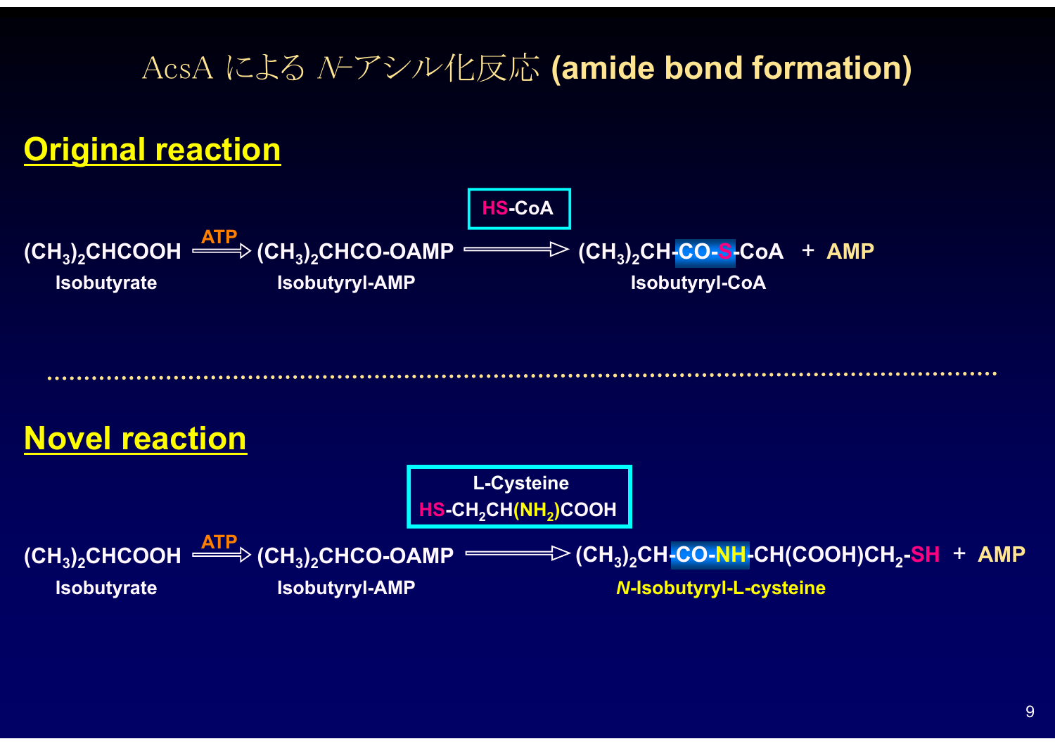# AcsA による *N*-アシル化反応 (amide bond formation)

## Original reaction

$$(CH_3)_2CHCOOH \xrightarrow{ATP} (CH_3)_2CHCO\text{-}OAMP \xrightarrow{HS\text{-}CoA} (CH_3)_2CH\text{-}CO\text{-}S\text{-}CoA + AMP$$

Isobutyrate → Isobutyryl-AMP → Isobutyryl-CoA

---

## Novel reaction

L-Cysteine
$HS\text{-}CH_2CH(NH_2)COOH$

$$(CH_3)_2CHCOOH \xrightarrow{ATP} (CH_3)_2CHCO\text{-}OAMP \longrightarrow (CH_3)_2CH\text{-}CO\text{-}NH\text{-}CH(COOH)CH_2\text{-}SH + AMP$$

Isobutyrate → Isobutyryl-AMP → *N*-Isobutyryl-L-cysteine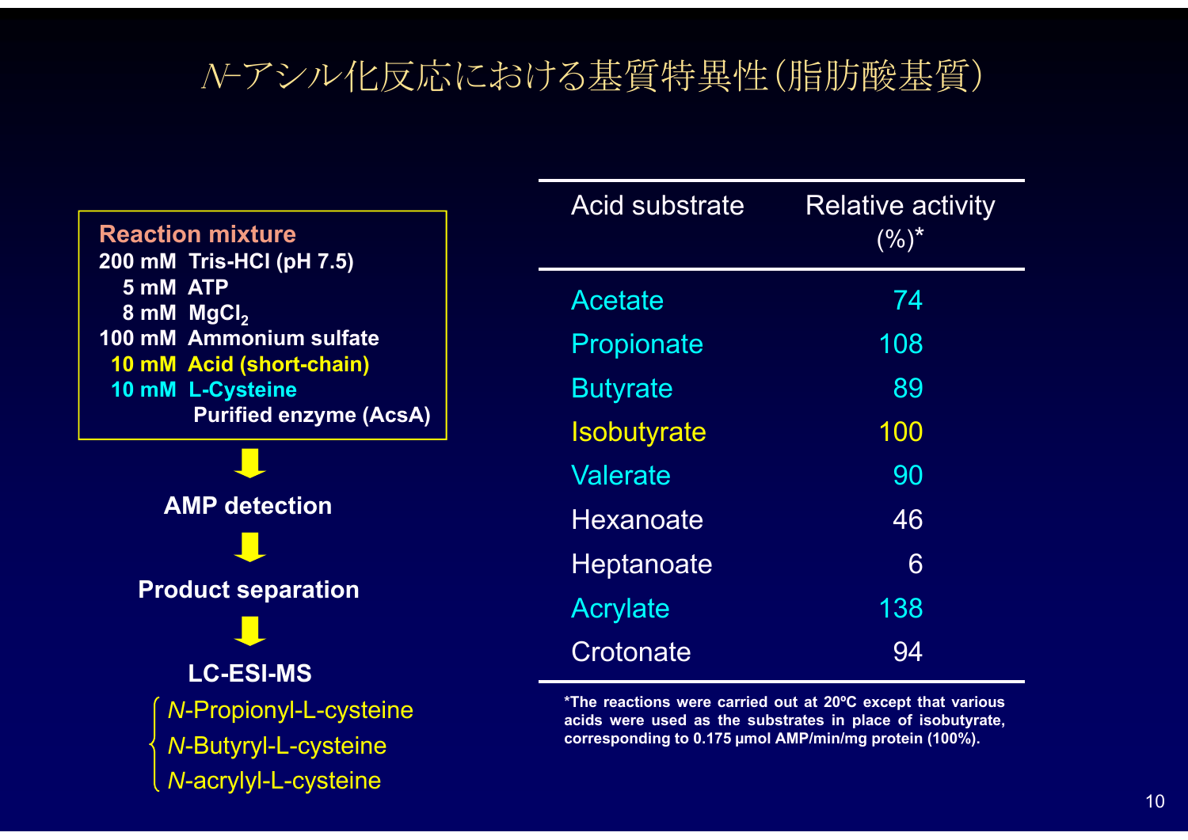# *N*-アシル化反応における基質特異性（脂肪酸基質）

**Reaction mixture**

**200 mM Tris-HCl (pH 7.5)**
**5 mM ATP**
**8 mM $MgCl_2$**
**100 mM Ammonium sulfate**
**10 mM Acid (short-chain)**
**10 mM L-Cysteine**
**Purified enzyme (AcsA)**

↓

**AMP detection**

↓

**Product separation**

↓

**LC-ESI-MS**

- *N*-Propionyl-L-cysteine
- *N*-Butyryl-L-cysteine
- *N*-acrylyl-L-cysteine

| Acid substrate | Relative activity (%)* |
|---|---|
| Acetate | 74 |
| Propionate | 108 |
| Butyrate | 89 |
| Isobutyrate | 100 |
| Valerate | 90 |
| Hexanoate | 46 |
| Heptanoate | 6 |
| Acrylate | 138 |
| Crotonate | 94 |

*The reactions were carried out at 20ºC except that various acids were used as the substrates in place of isobutyrate, corresponding to 0.175 μmol AMP/min/mg protein (100%).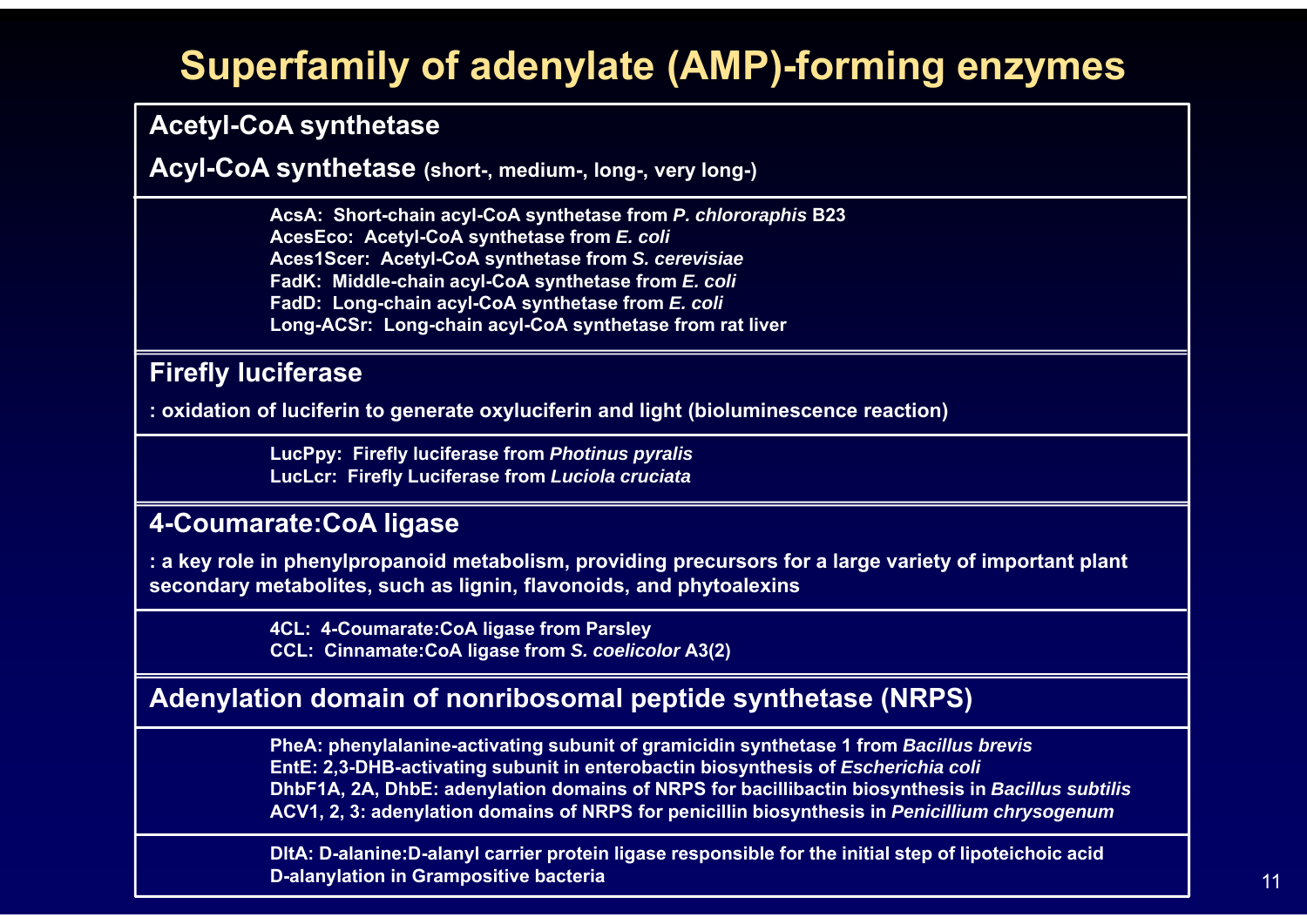# Superfamily of adenylate (AMP)-forming enzymes

**Acetyl-CoA synthetase**

**Acyl-CoA synthetase** (short-, medium-, long-, very long-)

- **AcsA:** Short-chain acyl-CoA synthetase from *P. chlororaphis* B23
- **AcesEco:** Acetyl-CoA synthetase from *E. coli*
- **Aces1Scer:** Acetyl-CoA synthetase from *S. cerevisiae*
- **FadK:** Middle-chain acyl-CoA synthetase from *E. coli*
- **FadD:** Long-chain acyl-CoA synthetase from *E. coli*
- **Long-ACSr:** Long-chain acyl-CoA synthetase from rat liver

**Firefly luciferase**

: oxidation of luciferin to generate oxyluciferin and light (bioluminescence reaction)

- **LucPpy:** Firefly luciferase from *Photinus pyralis*
- **LucLcr:** Firefly Luciferase from *Luciola cruciata*

**4-Coumarate:CoA ligase**

: a key role in phenylpropanoid metabolism, providing precursors for a large variety of important plant secondary metabolites, such as lignin, flavonoids, and phytoalexins

- **4CL:** 4-Coumarate:CoA ligase from Parsley
- **CCL:** Cinnamate:CoA ligase from *S. coelicolor* A3(2)

**Adenylation domain of nonribosomal peptide synthetase (NRPS)**

- **PheA:** phenylalanine-activating subunit of gramicidin synthetase 1 from *Bacillus brevis*
- **EntE:** 2,3-DHB-activating subunit in enterobactin biosynthesis of *Escherichia coli*
- **DhbF1A, 2A, DhbE:** adenylation domains of NRPS for bacillibactin biosynthesis in *Bacillus subtilis*
- **ACV1, 2, 3:** adenylation domains of NRPS for penicillin biosynthesis in *Penicillium chrysogenum*

- **DltA:** D-alanine:D-alanyl carrier protein ligase responsible for the initial step of lipoteichoic acid D-alanylation in Grampositive bacteria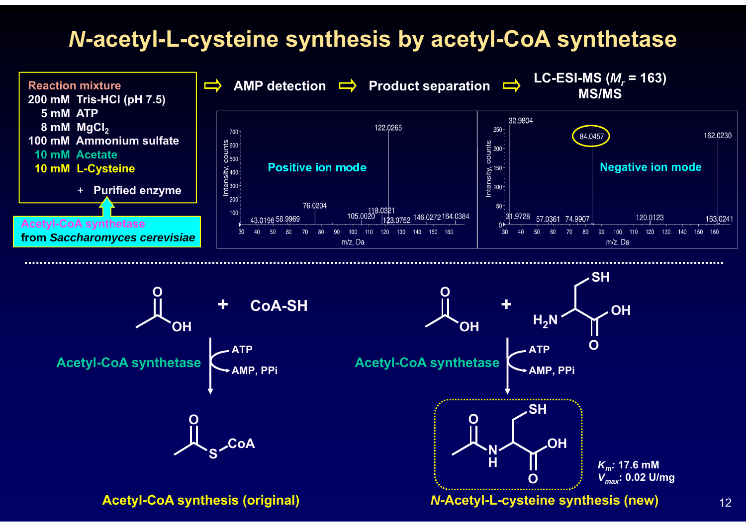# *N*-acetyl-L-cysteine synthesis by acetyl-CoA synthetase

**Reaction mixture**

- 200 mM Tris-HCl (pH 7.5)
- 5 mM ATP
- 8 mM $MgCl_2$
- 100 mM Ammonium sulfate
- 10 mM Acetate
- 10 mM L-Cysteine
- \+ Purified enzyme

Acetyl-CoA synthetase from *Saccharomyces cerevisiae*

⇨ AMP detection ⇨ Product separation ⇨ LC-ESI-MS ($M_r$ = 163) MS/MS

**Positive ion mode** (Intensity, counts vs. m/z, Da): 122.0265, 76.0204, 105.0020, 118.0321, 123.0752, 146.0272, 164.0384, 43.0196, 58.9969

**Negative ion mode** (Intensity, counts vs. m/z, Da): 32.9804, 84.0457, 162.0230, 31.9728, 57.0361, 74.9907, 120.0123, 163.0241

---

**Acetyl-CoA synthesis (original)**

Acetate + CoA-SH → (Acetyl-CoA synthetase; ATP → AMP, PPi) → Acetyl-S-CoA

***N*-Acetyl-L-cysteine synthesis (new)**

Acetate + L-Cysteine → (Acetyl-CoA synthetase; ATP → AMP, PPi) → *N*-Acetyl-L-cysteine

$K_m$: 17.6 mM

$V_{max}$: 0.02 U/mg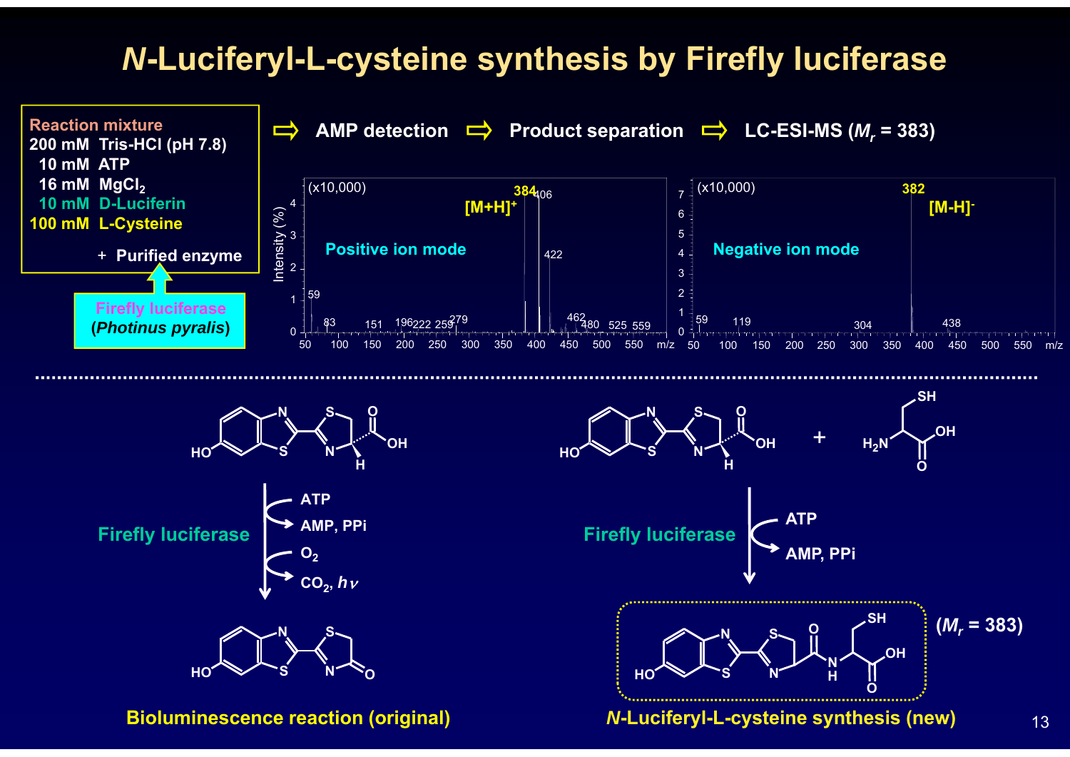# *N*-Luciferyl-L-cysteine synthesis by Firefly luciferase

**Reaction mixture**

200 mM Tris-HCl (pH 7.8)
10 mM ATP
16 mM $MgCl_2$
10 mM D-Luciferin
100 mM L-Cysteine

\+ Purified enzyme

Firefly luciferase (*Photinus pyralis*)

⇨ AMP detection ⇨ Product separation ⇨ LC-ESI-MS ($M_r$ = 383)

(x10,000)
Intensity (%)
Positive ion mode
[M+H]$^+$
384
406
422
59
83
151
196
222
259
279
462
480
525
559
m/z

(x10,000)
Negative ion mode
[M-H]$^-$
382
59
119
304
438
m/z

Firefly luciferase
ATP
AMP, PPi
$O_2$
$CO_2$, $h\nu$

**Bioluminescence reaction (original)**

\+

Firefly luciferase
ATP
AMP, PPi

($M_r$ = 383)

***N*-Luciferyl-L-cysteine synthesis (new)**